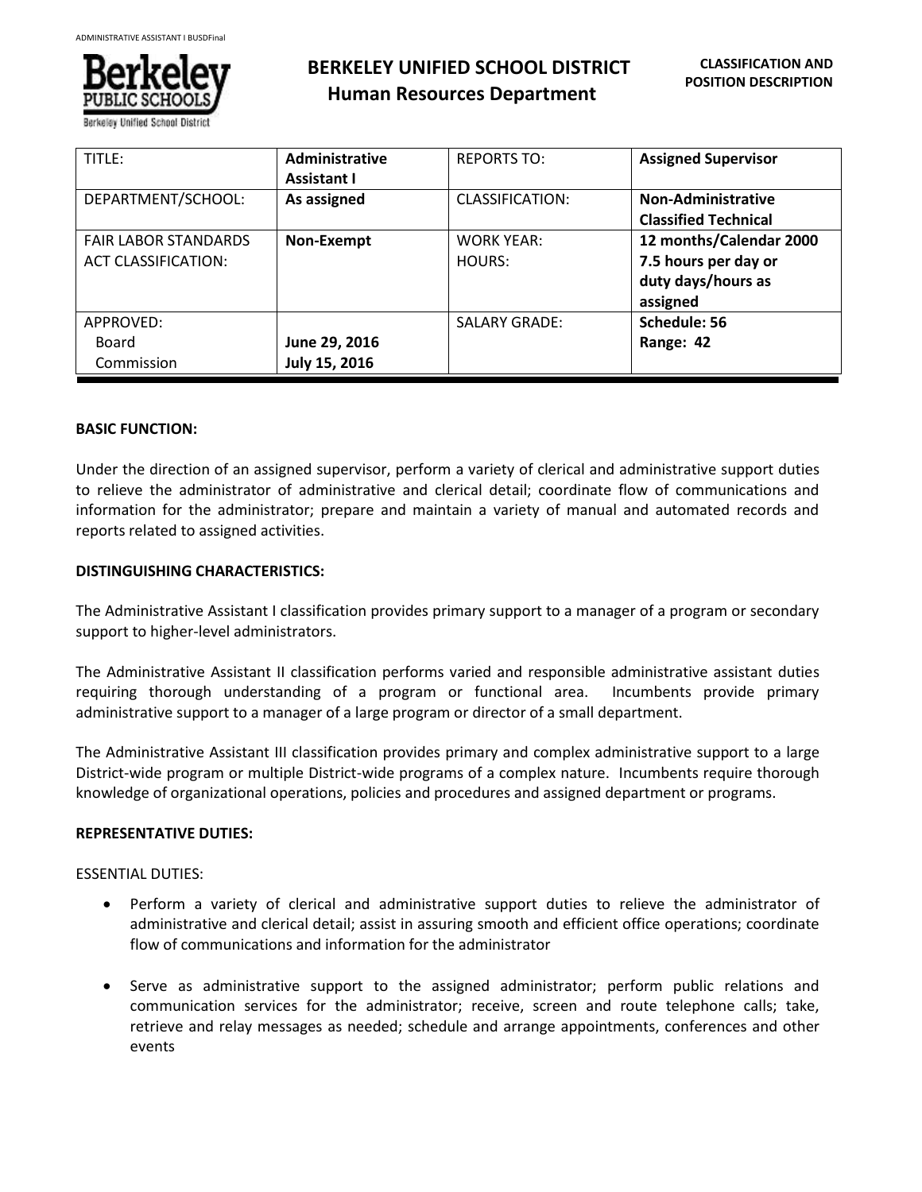# BERKELEY UNIFIED SCHOOL DISTRICT
## Human Resources Department

**CLASSIFICATION AND POSITION DESCRIPTION**

| TITLE: | **Administrative Assistant I** | REPORTS TO: | **Assigned Supervisor** |
|---|---|---|---|
| DEPARTMENT/SCHOOL: | **As assigned** | CLASSIFICATION: | **Non-Administrative Classified Technical** |
| FAIR LABOR STANDARDS ACT CLASSIFICATION: | **Non-Exempt** | WORK YEAR: HOURS: | **12 months/Calendar 2000 7.5 hours per day or duty days/hours as assigned** |
| APPROVED: Board Commission | **June 29, 2016 July 15, 2016** | SALARY GRADE: | **Schedule: 56 Range: 42** |

**BASIC FUNCTION:**

Under the direction of an assigned supervisor, perform a variety of clerical and administrative support duties to relieve the administrator of administrative and clerical detail; coordinate flow of communications and information for the administrator; prepare and maintain a variety of manual and automated records and reports related to assigned activities.

**DISTINGUISHING CHARACTERISTICS:**

The Administrative Assistant I classification provides primary support to a manager of a program or secondary support to higher-level administrators.

The Administrative Assistant II classification performs varied and responsible administrative assistant duties requiring thorough understanding of a program or functional area. Incumbents provide primary administrative support to a manager of a large program or director of a small department.

The Administrative Assistant III classification provides primary and complex administrative support to a large District-wide program or multiple District-wide programs of a complex nature. Incumbents require thorough knowledge of organizational operations, policies and procedures and assigned department or programs.

**REPRESENTATIVE DUTIES:**

ESSENTIAL DUTIES:

- Perform a variety of clerical and administrative support duties to relieve the administrator of administrative and clerical detail; assist in assuring smooth and efficient office operations; coordinate flow of communications and information for the administrator
- Serve as administrative support to the assigned administrator; perform public relations and communication services for the administrator; receive, screen and route telephone calls; take, retrieve and relay messages as needed; schedule and arrange appointments, conferences and other events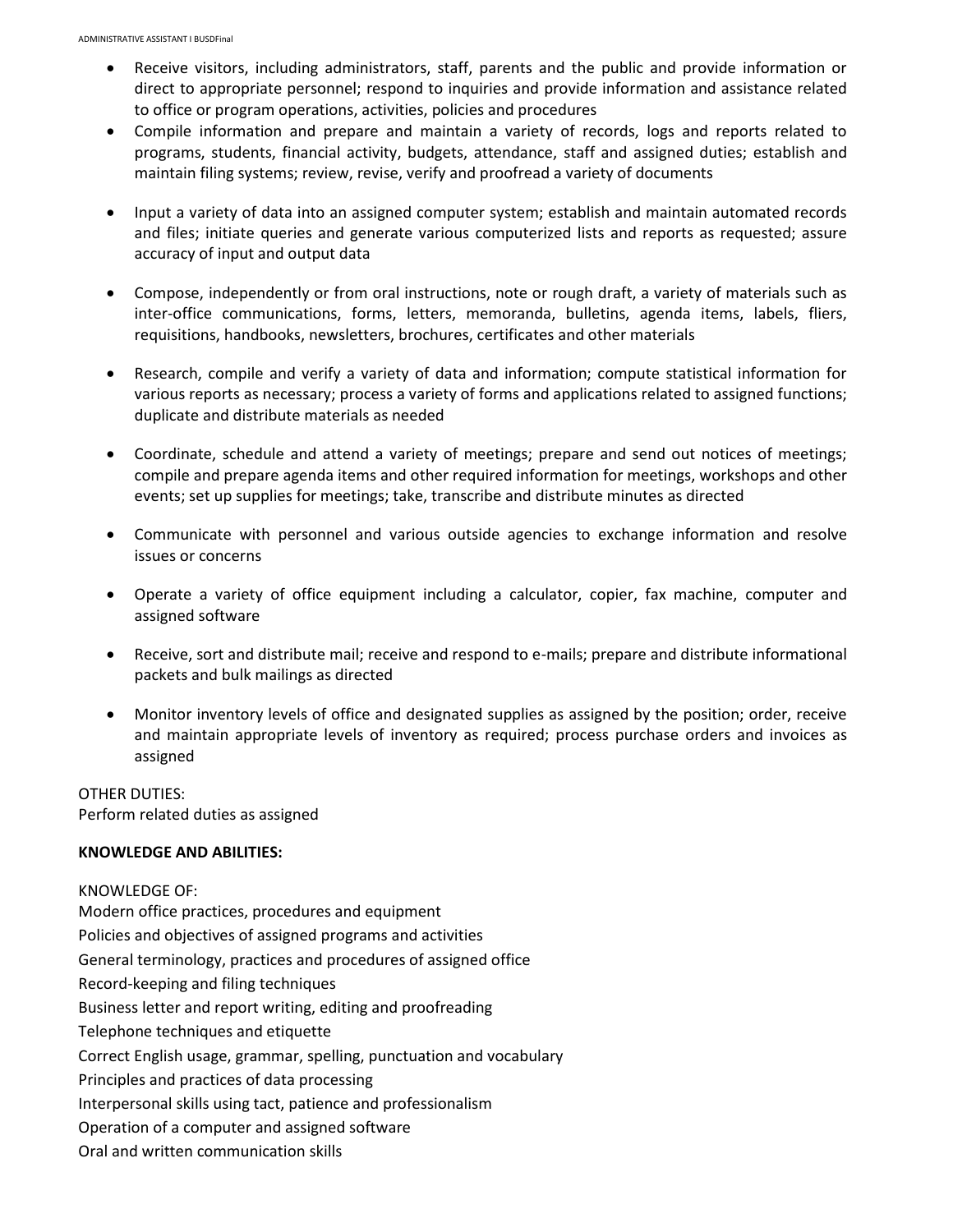- Receive visitors, including administrators, staff, parents and the public and provide information or direct to appropriate personnel; respond to inquiries and provide information and assistance related to office or program operations, activities, policies and procedures
- Compile information and prepare and maintain a variety of records, logs and reports related to programs, students, financial activity, budgets, attendance, staff and assigned duties; establish and maintain filing systems; review, revise, verify and proofread a variety of documents
- Input a variety of data into an assigned computer system; establish and maintain automated records and files; initiate queries and generate various computerized lists and reports as requested; assure accuracy of input and output data
- Compose, independently or from oral instructions, note or rough draft, a variety of materials such as inter-office communications, forms, letters, memoranda, bulletins, agenda items, labels, fliers, requisitions, handbooks, newsletters, brochures, certificates and other materials
- Research, compile and verify a variety of data and information; compute statistical information for various reports as necessary; process a variety of forms and applications related to assigned functions; duplicate and distribute materials as needed
- Coordinate, schedule and attend a variety of meetings; prepare and send out notices of meetings; compile and prepare agenda items and other required information for meetings, workshops and other events; set up supplies for meetings; take, transcribe and distribute minutes as directed
- Communicate with personnel and various outside agencies to exchange information and resolve issues or concerns
- Operate a variety of office equipment including a calculator, copier, fax machine, computer and assigned software
- Receive, sort and distribute mail; receive and respond to e-mails; prepare and distribute informational packets and bulk mailings as directed
- Monitor inventory levels of office and designated supplies as assigned by the position; order, receive and maintain appropriate levels of inventory as required; process purchase orders and invoices as assigned

OTHER DUTIES:
Perform related duties as assigned

**KNOWLEDGE AND ABILITIES:**

KNOWLEDGE OF:
Modern office practices, procedures and equipment
Policies and objectives of assigned programs and activities
General terminology, practices and procedures of assigned office
Record-keeping and filing techniques
Business letter and report writing, editing and proofreading
Telephone techniques and etiquette
Correct English usage, grammar, spelling, punctuation and vocabulary
Principles and practices of data processing
Interpersonal skills using tact, patience and professionalism
Operation of a computer and assigned software
Oral and written communication skills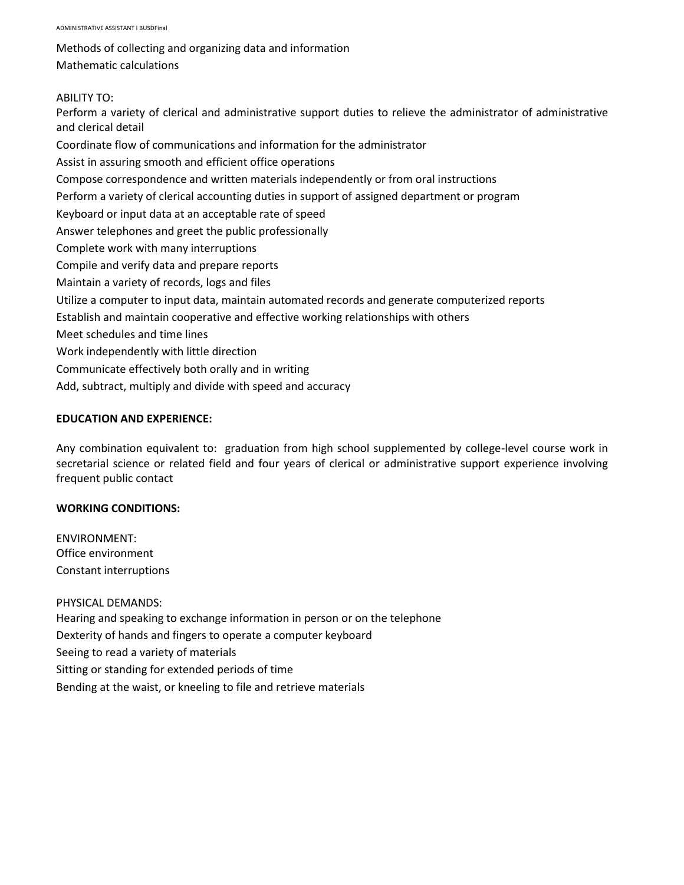Methods of collecting and organizing data and information
Mathematic calculations

ABILITY TO:
Perform a variety of clerical and administrative support duties to relieve the administrator of administrative and clerical detail
Coordinate flow of communications and information for the administrator
Assist in assuring smooth and efficient office operations
Compose correspondence and written materials independently or from oral instructions
Perform a variety of clerical accounting duties in support of assigned department or program
Keyboard or input data at an acceptable rate of speed
Answer telephones and greet the public professionally
Complete work with many interruptions
Compile and verify data and prepare reports
Maintain a variety of records, logs and files
Utilize a computer to input data, maintain automated records and generate computerized reports
Establish and maintain cooperative and effective working relationships with others
Meet schedules and time lines
Work independently with little direction
Communicate effectively both orally and in writing
Add, subtract, multiply and divide with speed and accuracy

**EDUCATION AND EXPERIENCE:**

Any combination equivalent to: graduation from high school supplemented by college-level course work in secretarial science or related field and four years of clerical or administrative support experience involving frequent public contact

**WORKING CONDITIONS:**

ENVIRONMENT:
Office environment
Constant interruptions

PHYSICAL DEMANDS:
Hearing and speaking to exchange information in person or on the telephone
Dexterity of hands and fingers to operate a computer keyboard
Seeing to read a variety of materials
Sitting or standing for extended periods of time
Bending at the waist, or kneeling to file and retrieve materials